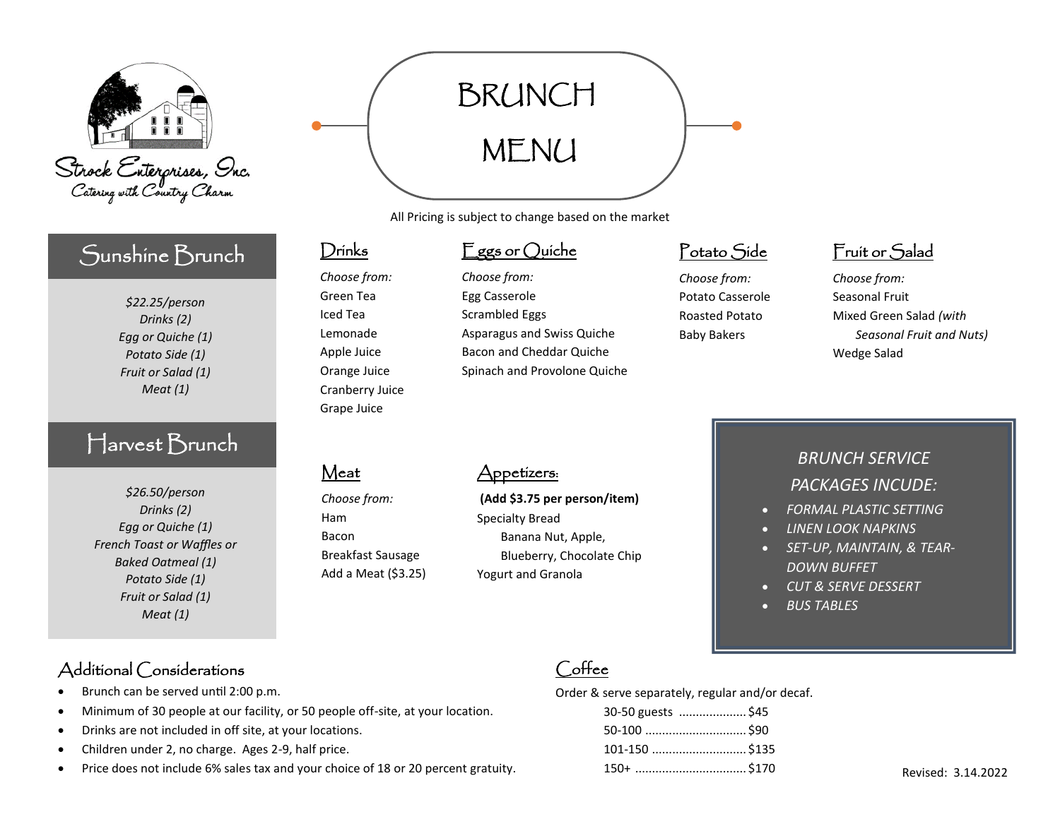Strock Enterprises, Inc.
Catering with Country Charm

# BRUNCH MENU

All Pricing is subject to change based on the market

## Sunshine Brunch

*$22.25/person*
*Drinks (2)*
*Egg or Quiche (1)*
*Potato Side (1)*
*Fruit or Salad (1)*
*Meat (1)*

## Harvest Brunch

*$26.50/person*
*Drinks (2)*
*Egg or Quiche (1)*
*French Toast or Waffles or Baked Oatmeal (1)*
*Potato Side (1)*
*Fruit or Salad (1)*
*Meat (1)*

### Drinks

*Choose from:*
- Green Tea
- Iced Tea
- Lemonade
- Apple Juice
- Orange Juice
- Cranberry Juice
- Grape Juice

### Eggs or Quiche

*Choose from:*
- Egg Casserole
- Scrambled Eggs
- Asparagus and Swiss Quiche
- Bacon and Cheddar Quiche
- Spinach and Provolone Quiche

### Potato Side

*Choose from:*
- Potato Casserole
- Roasted Potato
- Baby Bakers

### Fruit or Salad

*Choose from:*
- Seasonal Fruit
- Mixed Green Salad *(with Seasonal Fruit and Nuts)*
- Wedge Salad

### Meat

*Choose from:*
- Ham
- Bacon
- Breakfast Sausage
- Add a Meat ($3.25)

### Appetizers:

**(Add $3.75 per person/item)**
- Specialty Bread
  - Banana Nut, Apple, Blueberry, Chocolate Chip
- Yogurt and Granola

### *BRUNCH SERVICE PACKAGES INCUDE:*

- *FORMAL PLASTIC SETTING*
- *LINEN LOOK NAPKINS*
- *SET-UP, MAINTAIN, & TEAR-DOWN BUFFET*
- *CUT & SERVE DESSERT*
- *BUS TABLES*

### Additional Considerations

- Brunch can be served until 2:00 p.m.
- Minimum of 30 people at our facility, or 50 people off-site, at your location.
- Drinks are not included in off site, at your locations.
- Children under 2, no charge. Ages 2-9, half price.
- Price does not include 6% sales tax and your choice of 18 or 20 percent gratuity.

### Coffee

Order & serve separately, regular and/or decaf.

| Guests | Price |
| --- | --- |
| 30-50 guests | $45 |
| 50-100 | $90 |
| 101-150 | $135 |
| 150+ | $170 |

Revised: 3.14.2022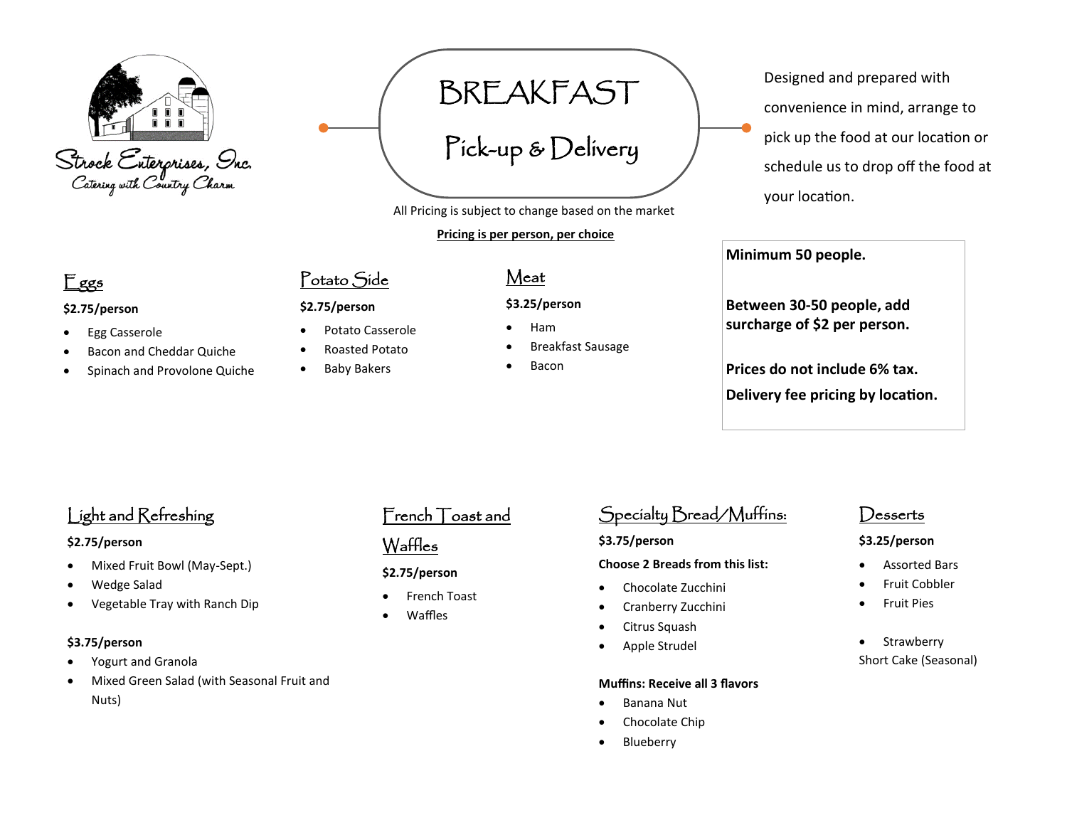Strock Enterprises, Inc.
Catering with Country Charm

# BREAKFAST

## Pick-up & Delivery

Designed and prepared with convenience in mind, arrange to pick up the food at our location or schedule us to drop off the food at your location.

All Pricing is subject to change based on the market

**Pricing is per person, per choice**

**Minimum 50 people.**

**Between 30-50 people, add surcharge of $2 per person.**

**Prices do not include 6% tax.**

**Delivery fee pricing by location.**

### Eggs

**$2.75/person**

- Egg Casserole
- Bacon and Cheddar Quiche
- Spinach and Provolone Quiche

### Potato Side

**$2.75/person**

- Potato Casserole
- Roasted Potato
- Baby Bakers

### Meat

**$3.25/person**

- Ham
- Breakfast Sausage
- Bacon

### Light and Refreshing

**$2.75/person**

- Mixed Fruit Bowl (May-Sept.)
- Wedge Salad
- Vegetable Tray with Ranch Dip

**$3.75/person**

- Yogurt and Granola
- Mixed Green Salad (with Seasonal Fruit and Nuts)

### French Toast and Waffles

**$2.75/person**

- French Toast
- Waffles

### Specialty Bread/Muffins:

**$3.75/person**

**Choose 2 Breads from this list:**

- Chocolate Zucchini
- Cranberry Zucchini
- Citrus Squash
- Apple Strudel

**Muffins: Receive all 3 flavors**

- Banana Nut
- Chocolate Chip
- Blueberry

### Desserts

**$3.25/person**

- Assorted Bars
- Fruit Cobbler
- Fruit Pies
- Strawberry Short Cake (Seasonal)